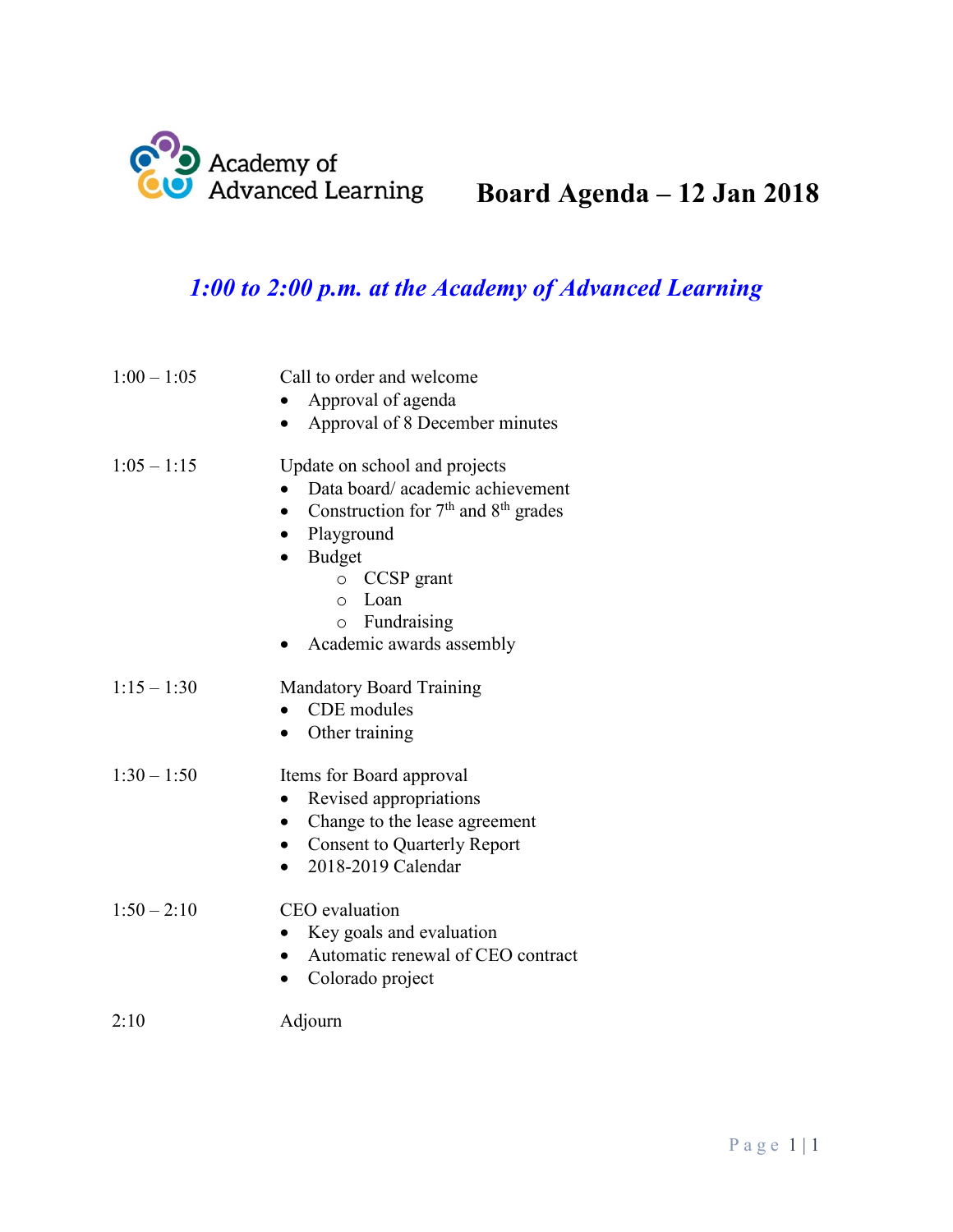Academy of Advanced Learning

# Board Agenda – 12 Jan 2018

*1:00 to 2:00 p.m. at the Academy of Advanced Learning*

1:00 – 1:05 Call to order and welcome
- Approval of agenda
- Approval of 8 December minutes

1:05 – 1:15 Update on school and projects
- Data board/ academic achievement
- Construction for 7th and 8th grades
- Playground
- Budget
  - CCSP grant
  - Loan
  - Fundraising
- Academic awards assembly

1:15 – 1:30 Mandatory Board Training
- CDE modules
- Other training

1:30 – 1:50 Items for Board approval
- Revised appropriations
- Change to the lease agreement
- Consent to Quarterly Report
- 2018-2019 Calendar

1:50 – 2:10 CEO evaluation
- Key goals and evaluation
- Automatic renewal of CEO contract
- Colorado project

2:10 Adjourn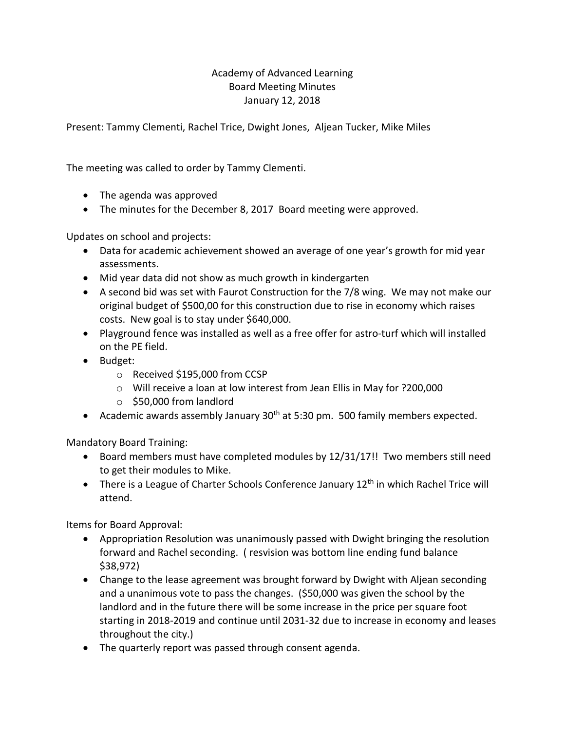Academy of Advanced Learning
Board Meeting Minutes
January 12, 2018

Present: Tammy Clementi, Rachel Trice, Dwight Jones, Aljean Tucker, Mike Miles

The meeting was called to order by Tammy Clementi.

- The agenda was approved
- The minutes for the December 8, 2017 Board meeting were approved.

Updates on school and projects:

- Data for academic achievement showed an average of one year's growth for mid year assessments.
- Mid year data did not show as much growth in kindergarten
- A second bid was set with Faurot Construction for the 7/8 wing. We may not make our original budget of $500,00 for this construction due to rise in economy which raises costs. New goal is to stay under $640,000.
- Playground fence was installed as well as a free offer for astro-turf which will installed on the PE field.
- Budget:
  - Received $195,000 from CCSP
  - Will receive a loan at low interest from Jean Ellis in May for ?200,000
  - $50,000 from landlord
- Academic awards assembly January 30th at 5:30 pm. 500 family members expected.

Mandatory Board Training:

- Board members must have completed modules by 12/31/17!! Two members still need to get their modules to Mike.
- There is a League of Charter Schools Conference January 12th in which Rachel Trice will attend.

Items for Board Approval:

- Appropriation Resolution was unanimously passed with Dwight bringing the resolution forward and Rachel seconding. ( resvision was bottom line ending fund balance $38,972)
- Change to the lease agreement was brought forward by Dwight with Aljean seconding and a unanimous vote to pass the changes. ($50,000 was given the school by the landlord and in the future there will be some increase in the price per square foot starting in 2018-2019 and continue until 2031-32 due to increase in economy and leases throughout the city.)
- The quarterly report was passed through consent agenda.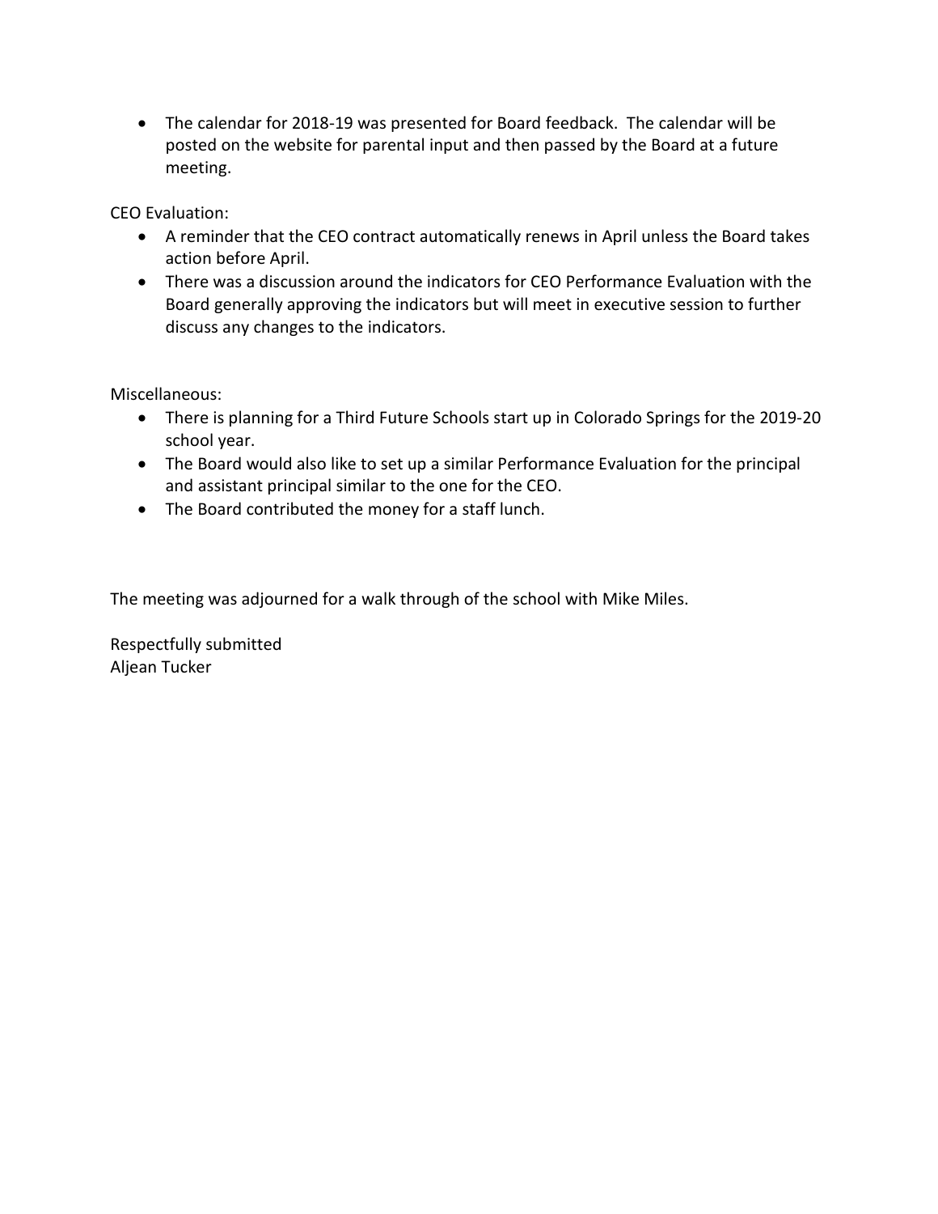- The calendar for 2018-19 was presented for Board feedback. The calendar will be posted on the website for parental input and then passed by the Board at a future meeting.

CEO Evaluation:

- A reminder that the CEO contract automatically renews in April unless the Board takes action before April.
- There was a discussion around the indicators for CEO Performance Evaluation with the Board generally approving the indicators but will meet in executive session to further discuss any changes to the indicators.

Miscellaneous:

- There is planning for a Third Future Schools start up in Colorado Springs for the 2019-20 school year.
- The Board would also like to set up a similar Performance Evaluation for the principal and assistant principal similar to the one for the CEO.
- The Board contributed the money for a staff lunch.

The meeting was adjourned for a walk through of the school with Mike Miles.

Respectfully submitted
Aljean Tucker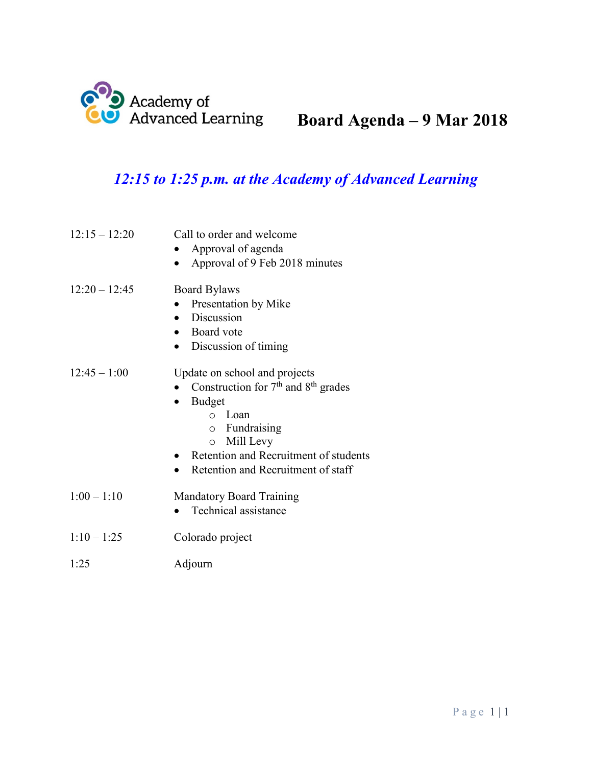Academy of Advanced Learning

# Board Agenda – 9 Mar 2018

## *12:15 to 1:25 p.m. at the Academy of Advanced Learning*

| | |
|---|---|
| 12:15 – 12:20 | Call to order and welcome<br>• Approval of agenda<br>• Approval of 9 Feb 2018 minutes |
| 12:20 – 12:45 | Board Bylaws<br>• Presentation by Mike<br>• Discussion<br>• Board vote<br>• Discussion of timing |
| 12:45 – 1:00 | Update on school and projects<br>• Construction for 7th and 8th grades<br>• Budget<br>  ○ Loan<br>  ○ Fundraising<br>  ○ Mill Levy<br>• Retention and Recruitment of students<br>• Retention and Recruitment of staff |
| 1:00 – 1:10 | Mandatory Board Training<br>• Technical assistance |
| 1:10 – 1:25 | Colorado project |
| 1:25 | Adjourn |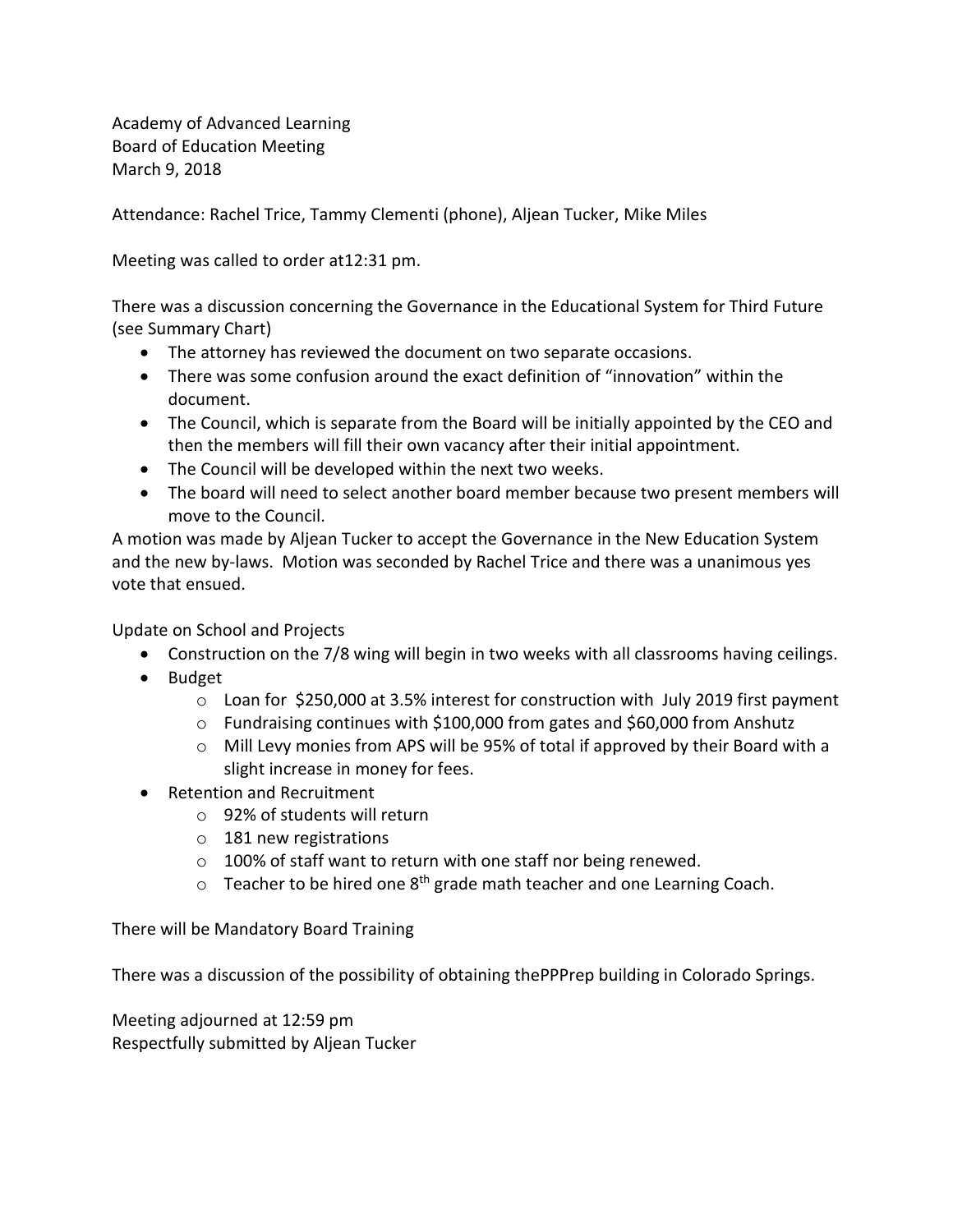Academy of Advanced Learning
Board of Education Meeting
March 9, 2018

Attendance: Rachel Trice, Tammy Clementi (phone), Aljean Tucker, Mike Miles

Meeting was called to order at12:31 pm.

There was a discussion concerning the Governance in the Educational System for Third Future (see Summary Chart)

- The attorney has reviewed the document on two separate occasions.
- There was some confusion around the exact definition of "innovation" within the document.
- The Council, which is separate from the Board will be initially appointed by the CEO and then the members will fill their own vacancy after their initial appointment.
- The Council will be developed within the next two weeks.
- The board will need to select another board member because two present members will move to the Council.

A motion was made by Aljean Tucker to accept the Governance in the New Education System and the new by-laws. Motion was seconded by Rachel Trice and there was a unanimous yes vote that ensued.

Update on School and Projects

- Construction on the 7/8 wing will begin in two weeks with all classrooms having ceilings.
- Budget
  - Loan for $250,000 at 3.5% interest for construction with July 2019 first payment
  - Fundraising continues with $100,000 from gates and $60,000 from Anshutz
  - Mill Levy monies from APS will be 95% of total if approved by their Board with a slight increase in money for fees.
- Retention and Recruitment
  - 92% of students will return
  - 181 new registrations
  - 100% of staff want to return with one staff nor being renewed.
  - Teacher to be hired one 8th grade math teacher and one Learning Coach.

There will be Mandatory Board Training

There was a discussion of the possibility of obtaining thePPPrep building in Colorado Springs.

Meeting adjourned at 12:59 pm
Respectfully submitted by Aljean Tucker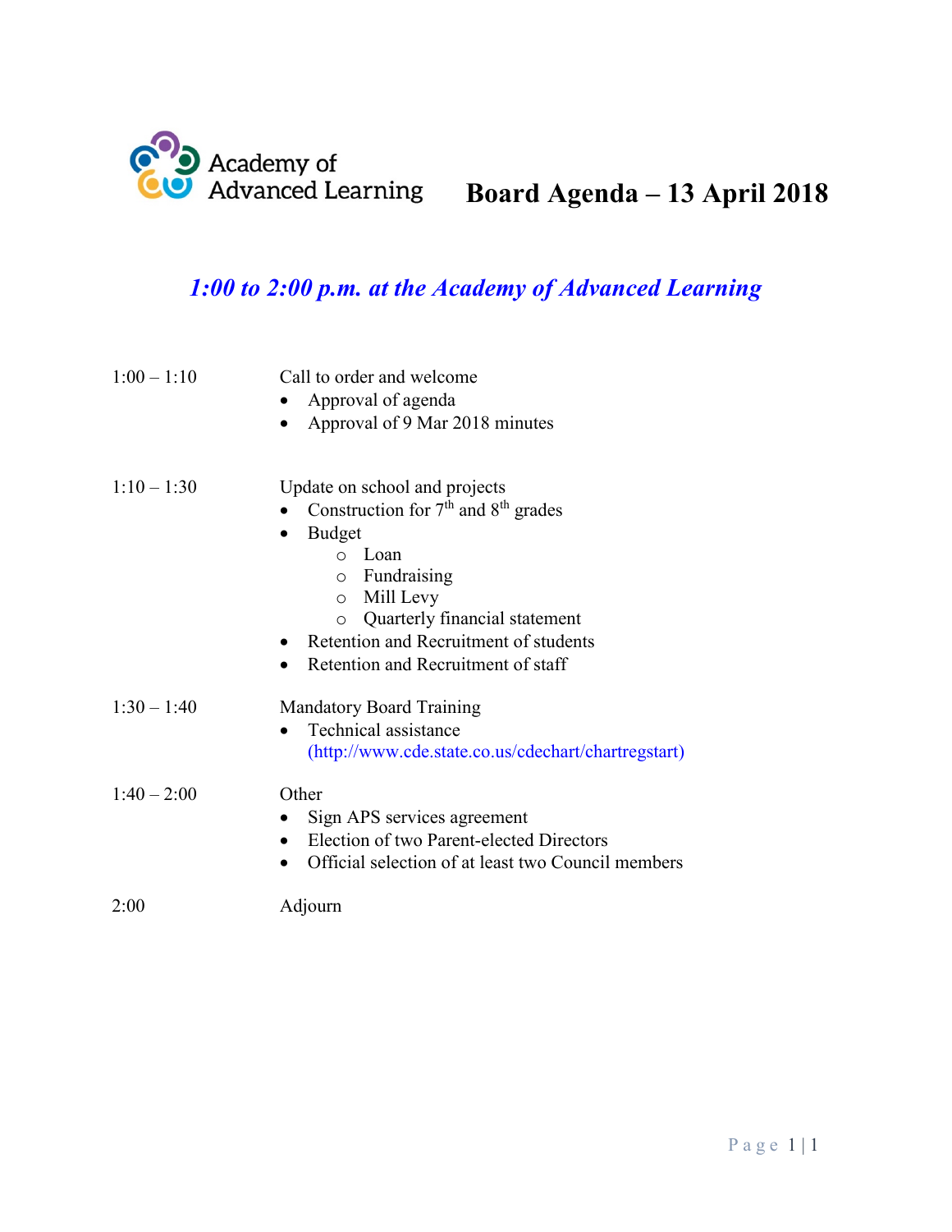Academy of Advanced Learning

# Board Agenda – 13 April 2018

***1:00 to 2:00 p.m. at the Academy of Advanced Learning***

1:00 – 1:10 Call to order and welcome

- Approval of agenda
- Approval of 9 Mar 2018 minutes

1:10 – 1:30 Update on school and projects

- Construction for 7th and 8th grades
- Budget
  - Loan
  - Fundraising
  - Mill Levy
  - Quarterly financial statement
- Retention and Recruitment of students
- Retention and Recruitment of staff

1:30 – 1:40 Mandatory Board Training

- Technical assistance (http://www.cde.state.co.us/cdechart/chartregstart)

1:40 – 2:00 Other

- Sign APS services agreement
- Election of two Parent-elected Directors
- Official selection of at least two Council members

2:00 Adjourn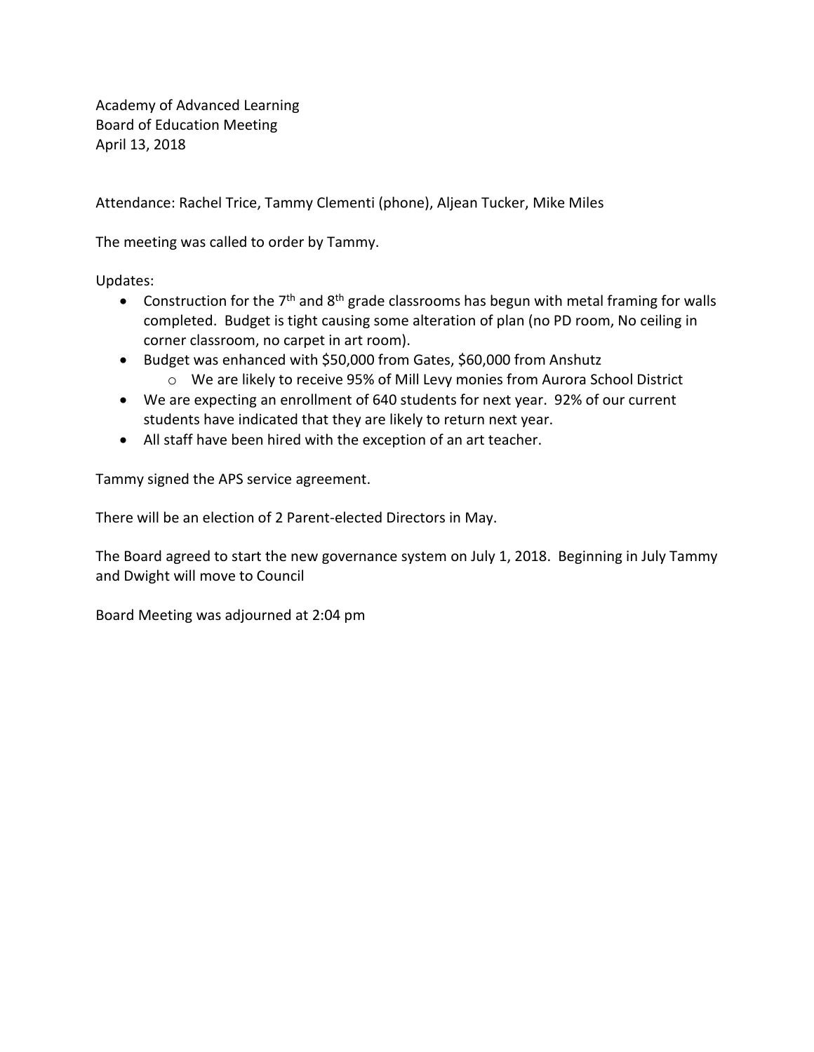Academy of Advanced Learning
Board of Education Meeting
April 13, 2018

Attendance: Rachel Trice, Tammy Clementi (phone), Aljean Tucker, Mike Miles

The meeting was called to order by Tammy.

Updates:

- Construction for the 7th and 8th grade classrooms has begun with metal framing for walls completed. Budget is tight causing some alteration of plan (no PD room, No ceiling in corner classroom, no carpet in art room).
- Budget was enhanced with $50,000 from Gates, $60,000 from Anshutz
    - We are likely to receive 95% of Mill Levy monies from Aurora School District
- We are expecting an enrollment of 640 students for next year. 92% of our current students have indicated that they are likely to return next year.
- All staff have been hired with the exception of an art teacher.

Tammy signed the APS service agreement.

There will be an election of 2 Parent-elected Directors in May.

The Board agreed to start the new governance system on July 1, 2018. Beginning in July Tammy and Dwight will move to Council

Board Meeting was adjourned at 2:04 pm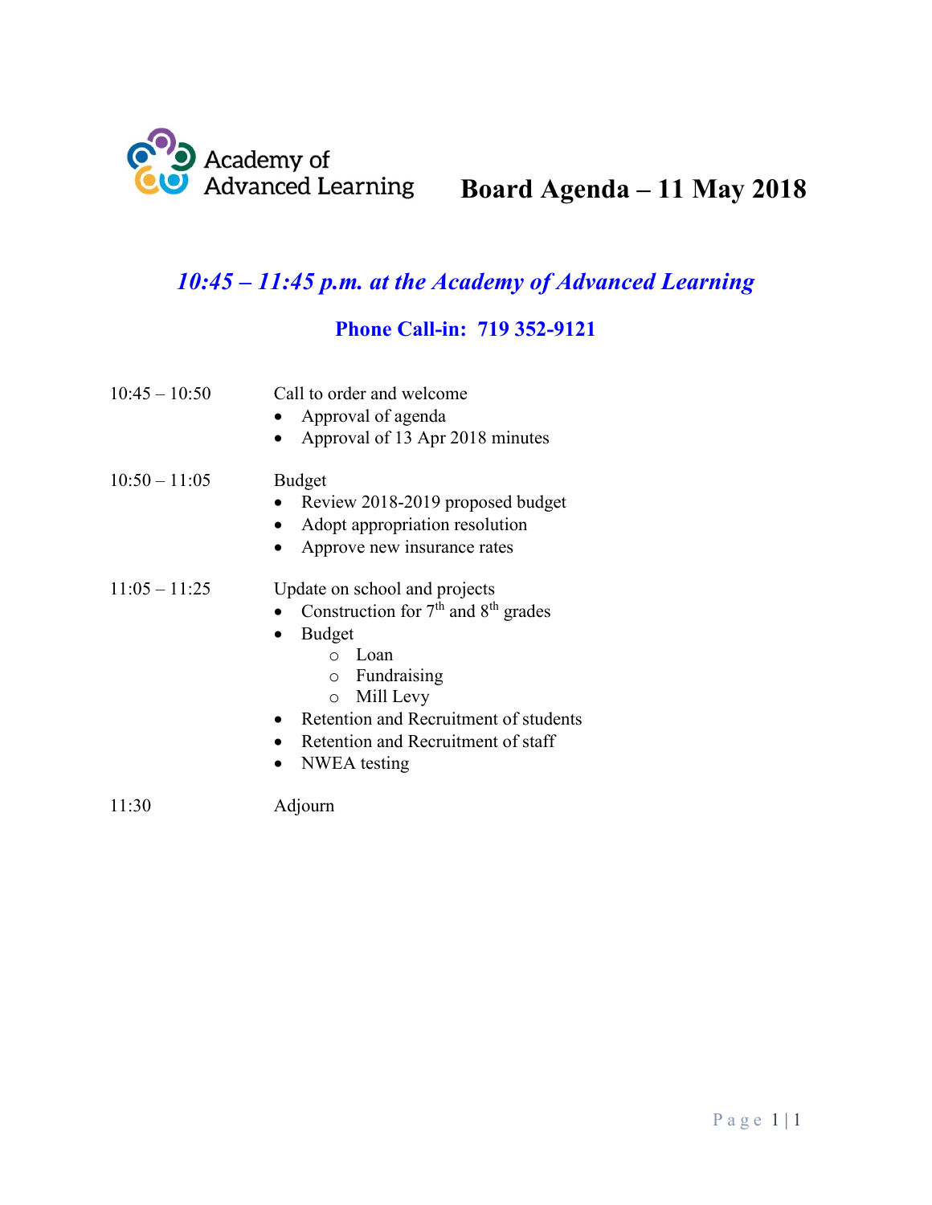Academy of Advanced Learning

# Board Agenda – 11 May 2018

***10:45 – 11:45 p.m. at the Academy of Advanced Learning***

**Phone Call-in: 719 352-9121**

| | |
|---|---|
| 10:45 – 10:50 | Call to order and welcome<br>• Approval of agenda<br>• Approval of 13 Apr 2018 minutes |
| 10:50 – 11:05 | Budget<br>• Review 2018-2019 proposed budget<br>• Adopt appropriation resolution<br>• Approve new insurance rates |
| 11:05 – 11:25 | Update on school and projects<br>• Construction for 7th and 8th grades<br>• Budget<br>&nbsp;&nbsp;&nbsp;&nbsp;o Loan<br>&nbsp;&nbsp;&nbsp;&nbsp;o Fundraising<br>&nbsp;&nbsp;&nbsp;&nbsp;o Mill Levy<br>• Retention and Recruitment of students<br>• Retention and Recruitment of staff<br>• NWEA testing |
| 11:30 | Adjourn |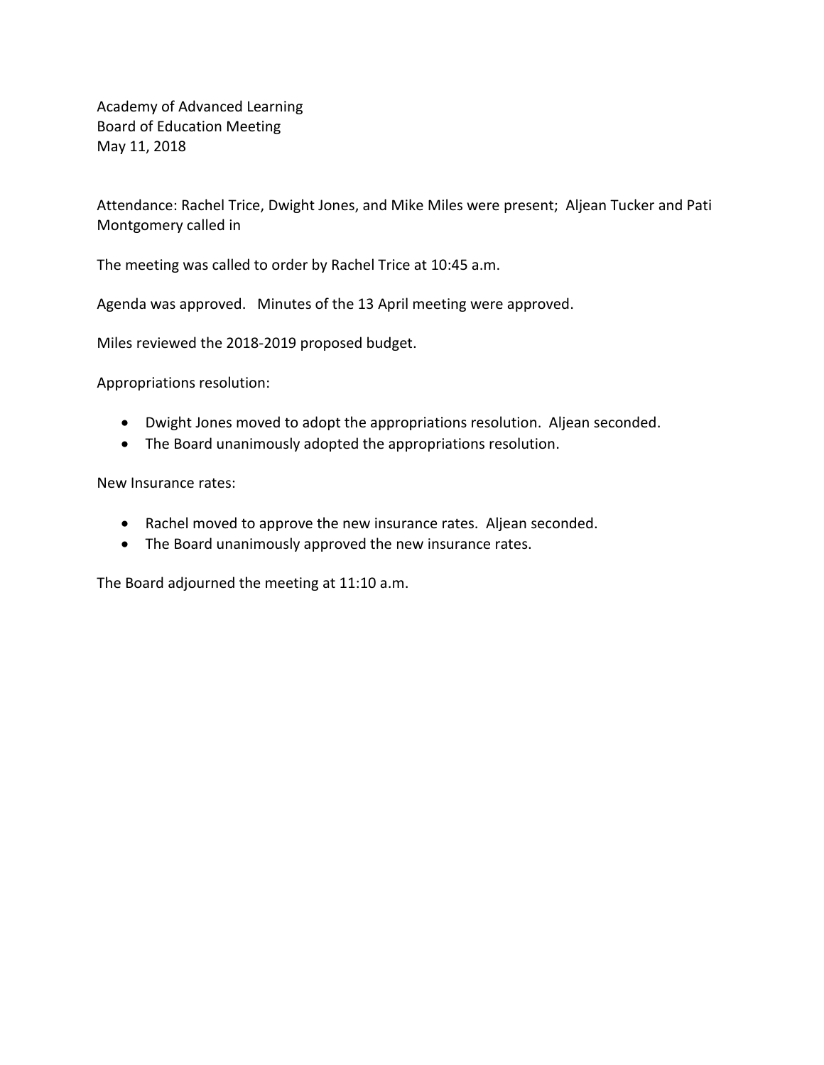Academy of Advanced Learning
Board of Education Meeting
May 11, 2018

Attendance: Rachel Trice, Dwight Jones, and Mike Miles were present; Aljean Tucker and Pati Montgomery called in

The meeting was called to order by Rachel Trice at 10:45 a.m.

Agenda was approved. Minutes of the 13 April meeting were approved.

Miles reviewed the 2018-2019 proposed budget.

Appropriations resolution:

- Dwight Jones moved to adopt the appropriations resolution. Aljean seconded.
- The Board unanimously adopted the appropriations resolution.

New Insurance rates:

- Rachel moved to approve the new insurance rates. Aljean seconded.
- The Board unanimously approved the new insurance rates.

The Board adjourned the meeting at 11:10 a.m.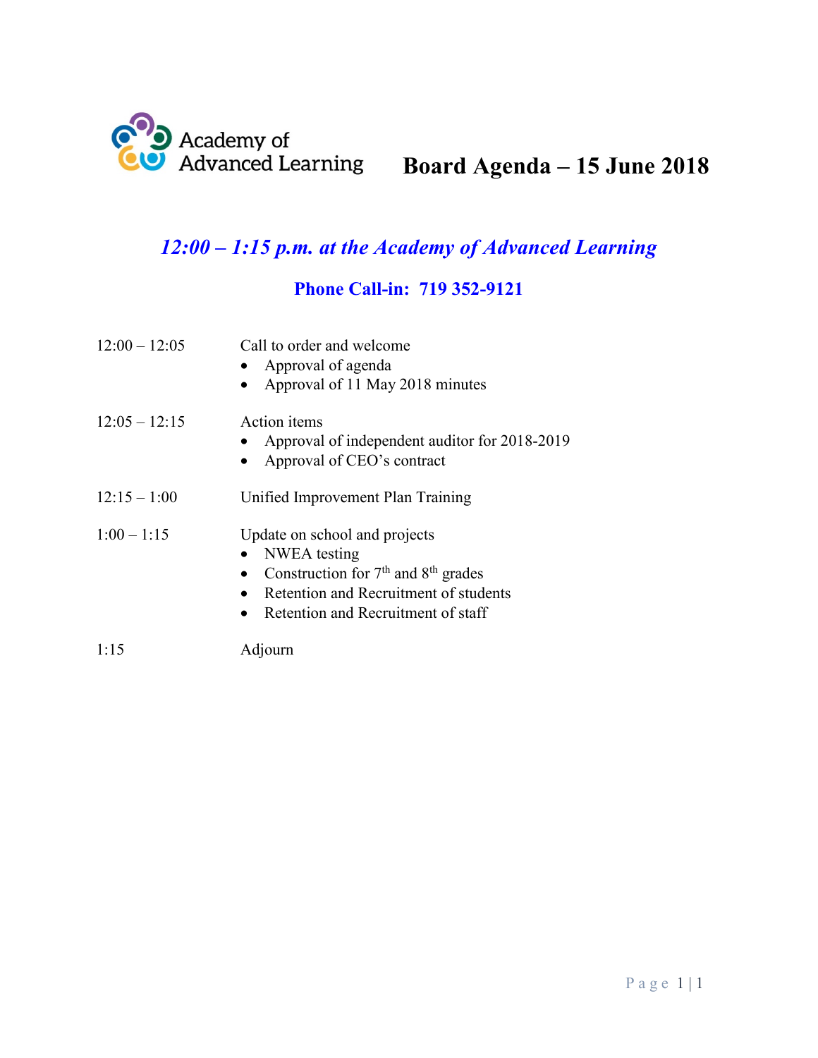Academy of Advanced Learning

# Board Agenda – 15 June 2018

## *12:00 – 1:15 p.m. at the Academy of Advanced Learning*

### Phone Call-in: 719 352-9121

| | |
|---|---|
| 12:00 – 12:05 | Call to order and welcome<br>• Approval of agenda<br>• Approval of 11 May 2018 minutes |
| 12:05 – 12:15 | Action items<br>• Approval of independent auditor for 2018-2019<br>• Approval of CEO's contract |
| 12:15 – 1:00 | Unified Improvement Plan Training |
| 1:00 – 1:15 | Update on school and projects<br>• NWEA testing<br>• Construction for 7th and 8th grades<br>• Retention and Recruitment of students<br>• Retention and Recruitment of staff |
| 1:15 | Adjourn |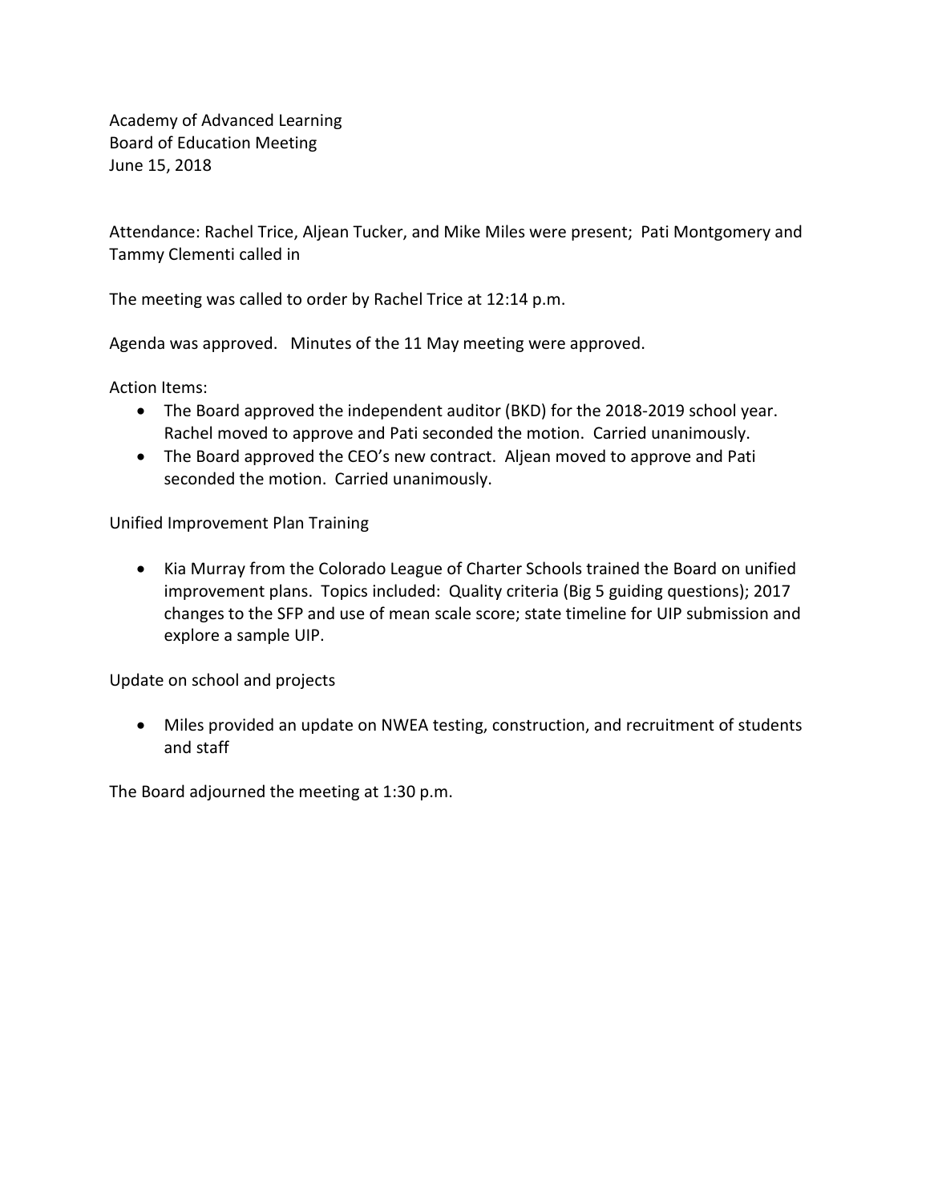Academy of Advanced Learning
Board of Education Meeting
June 15, 2018

Attendance: Rachel Trice, Aljean Tucker, and Mike Miles were present; Pati Montgomery and Tammy Clementi called in

The meeting was called to order by Rachel Trice at 12:14 p.m.

Agenda was approved. Minutes of the 11 May meeting were approved.

Action Items:

- The Board approved the independent auditor (BKD) for the 2018-2019 school year. Rachel moved to approve and Pati seconded the motion. Carried unanimously.
- The Board approved the CEO's new contract. Aljean moved to approve and Pati seconded the motion. Carried unanimously.

Unified Improvement Plan Training

- Kia Murray from the Colorado League of Charter Schools trained the Board on unified improvement plans. Topics included: Quality criteria (Big 5 guiding questions); 2017 changes to the SFP and use of mean scale score; state timeline for UIP submission and explore a sample UIP.

Update on school and projects

- Miles provided an update on NWEA testing, construction, and recruitment of students and staff

The Board adjourned the meeting at 1:30 p.m.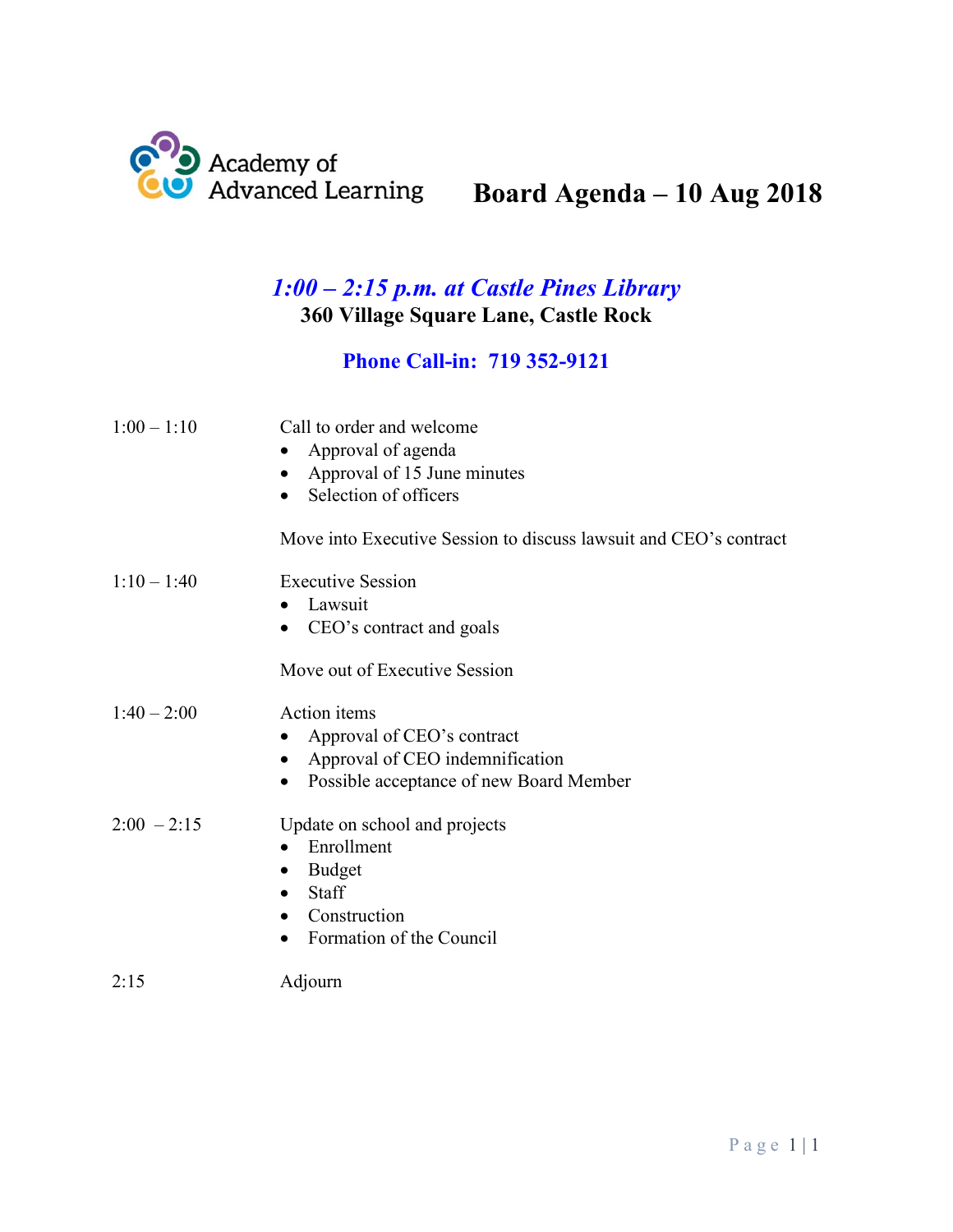Academy of Advanced Learning

# Board Agenda – 10 Aug 2018

***1:00 – 2:15 p.m. at Castle Pines Library***
**360 Village Square Lane, Castle Rock**

**Phone Call-in: 719 352-9121**

| | |
|---|---|
| 1:00 – 1:10 | Call to order and welcome<br>• Approval of agenda<br>• Approval of 15 June minutes<br>• Selection of officers<br><br>Move into Executive Session to discuss lawsuit and CEO's contract |
| 1:10 – 1:40 | Executive Session<br>• Lawsuit<br>• CEO's contract and goals<br><br>Move out of Executive Session |
| 1:40 – 2:00 | Action items<br>• Approval of CEO's contract<br>• Approval of CEO indemnification<br>• Possible acceptance of new Board Member |
| 2:00 – 2:15 | Update on school and projects<br>• Enrollment<br>• Budget<br>• Staff<br>• Construction<br>• Formation of the Council |
| 2:15 | Adjourn |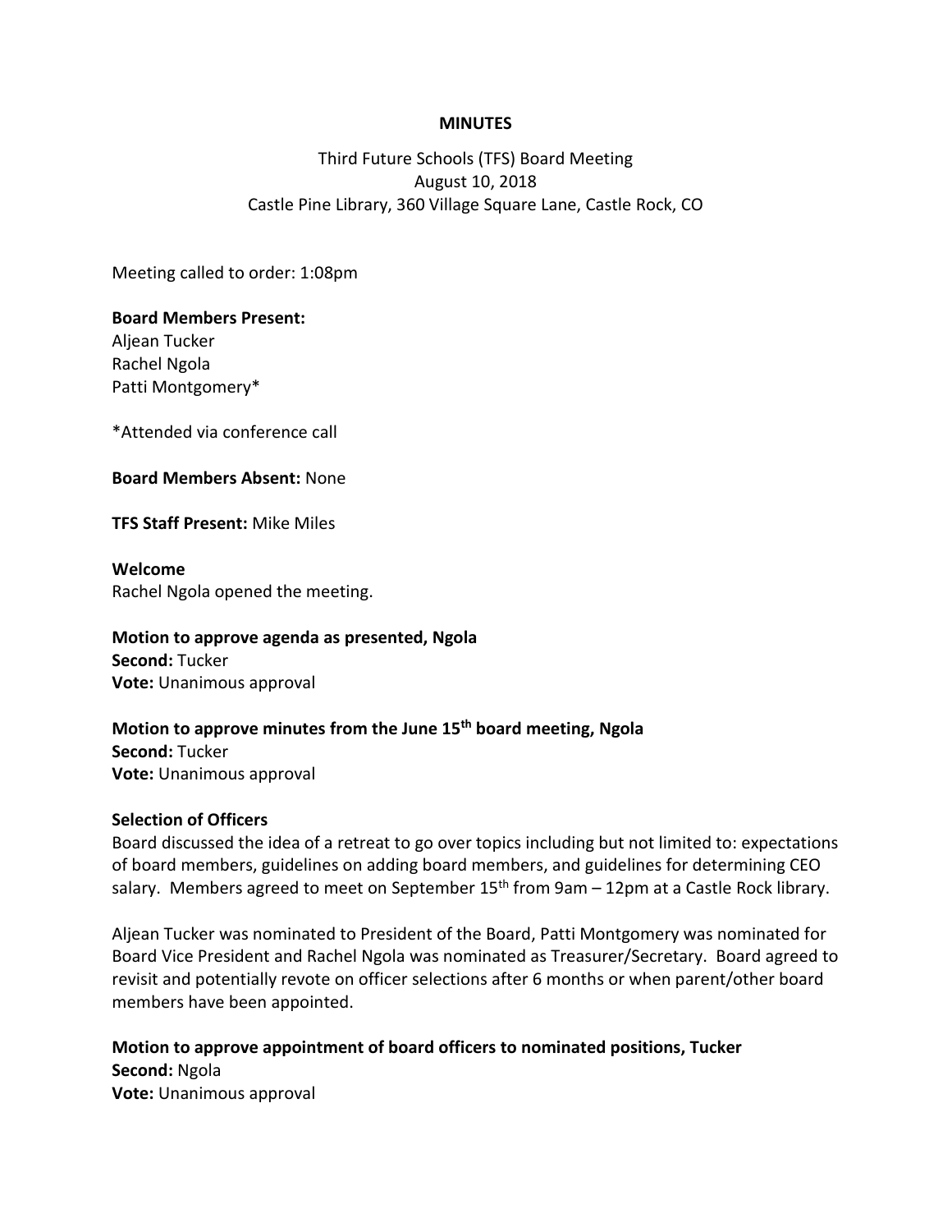**MINUTES**

Third Future Schools (TFS) Board Meeting
August 10, 2018
Castle Pine Library, 360 Village Square Lane, Castle Rock, CO

Meeting called to order: 1:08pm

**Board Members Present:**
Aljean Tucker
Rachel Ngola
Patti Montgomery*

*Attended via conference call

**Board Members Absent:** None

**TFS Staff Present:** Mike Miles

**Welcome**
Rachel Ngola opened the meeting.

**Motion to approve agenda as presented, Ngola**
**Second:** Tucker
**Vote:** Unanimous approval

**Motion to approve minutes from the June 15th board meeting, Ngola**
**Second:** Tucker
**Vote:** Unanimous approval

**Selection of Officers**
Board discussed the idea of a retreat to go over topics including but not limited to: expectations of board members, guidelines on adding board members, and guidelines for determining CEO salary. Members agreed to meet on September 15th from 9am – 12pm at a Castle Rock library.

Aljean Tucker was nominated to President of the Board, Patti Montgomery was nominated for Board Vice President and Rachel Ngola was nominated as Treasurer/Secretary. Board agreed to revisit and potentially revote on officer selections after 6 months or when parent/other board members have been appointed.

**Motion to approve appointment of board officers to nominated positions, Tucker**
**Second:** Ngola
**Vote:** Unanimous approval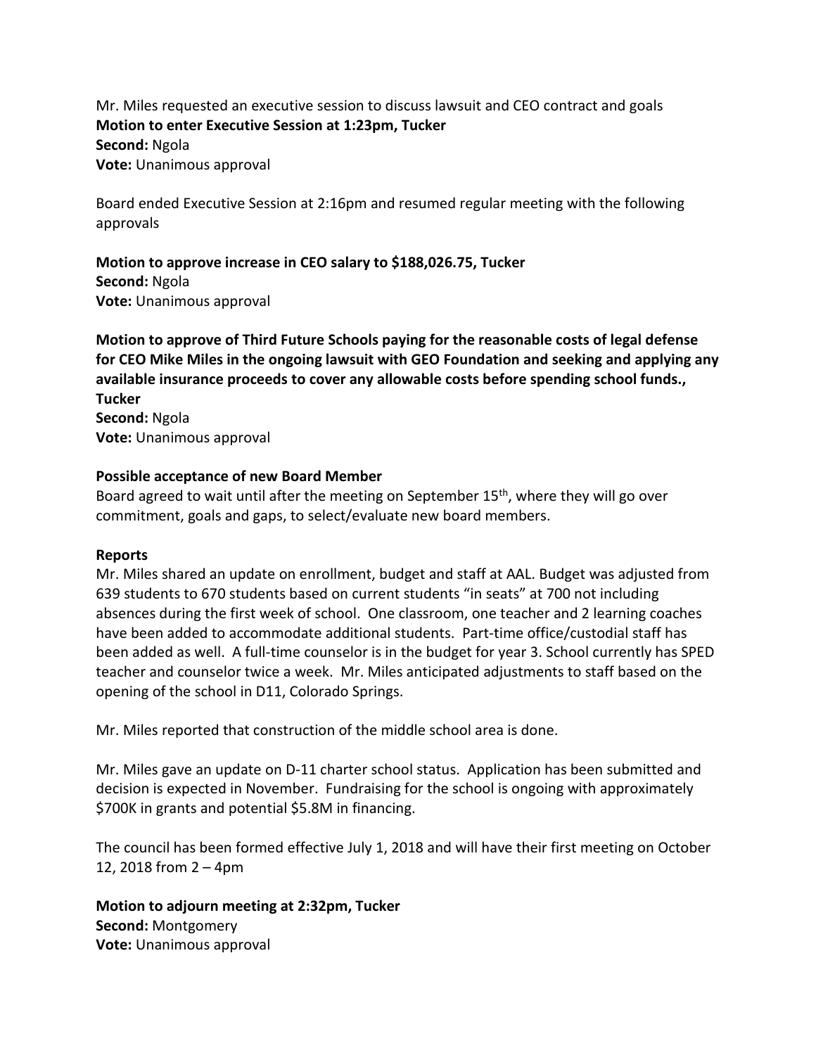Mr. Miles requested an executive session to discuss lawsuit and CEO contract and goals
**Motion to enter Executive Session at 1:23pm, Tucker**
**Second:** Ngola
**Vote:** Unanimous approval

Board ended Executive Session at 2:16pm and resumed regular meeting with the following approvals

**Motion to approve increase in CEO salary to $188,026.75, Tucker**
**Second:** Ngola
**Vote:** Unanimous approval

**Motion to approve of Third Future Schools paying for the reasonable costs of legal defense for CEO Mike Miles in the ongoing lawsuit with GEO Foundation and seeking and applying any available insurance proceeds to cover any allowable costs before spending school funds., Tucker**
**Second:** Ngola
**Vote:** Unanimous approval

**Possible acceptance of new Board Member**
Board agreed to wait until after the meeting on September 15th, where they will go over commitment, goals and gaps, to select/evaluate new board members.

**Reports**
Mr. Miles shared an update on enrollment, budget and staff at AAL. Budget was adjusted from 639 students to 670 students based on current students "in seats" at 700 not including absences during the first week of school. One classroom, one teacher and 2 learning coaches have been added to accommodate additional students. Part-time office/custodial staff has been added as well. A full-time counselor is in the budget for year 3. School currently has SPED teacher and counselor twice a week. Mr. Miles anticipated adjustments to staff based on the opening of the school in D11, Colorado Springs.

Mr. Miles reported that construction of the middle school area is done.

Mr. Miles gave an update on D-11 charter school status. Application has been submitted and decision is expected in November. Fundraising for the school is ongoing with approximately $700K in grants and potential $5.8M in financing.

The council has been formed effective July 1, 2018 and will have their first meeting on October 12, 2018 from 2 – 4pm

**Motion to adjourn meeting at 2:32pm, Tucker**
**Second:** Montgomery
**Vote:** Unanimous approval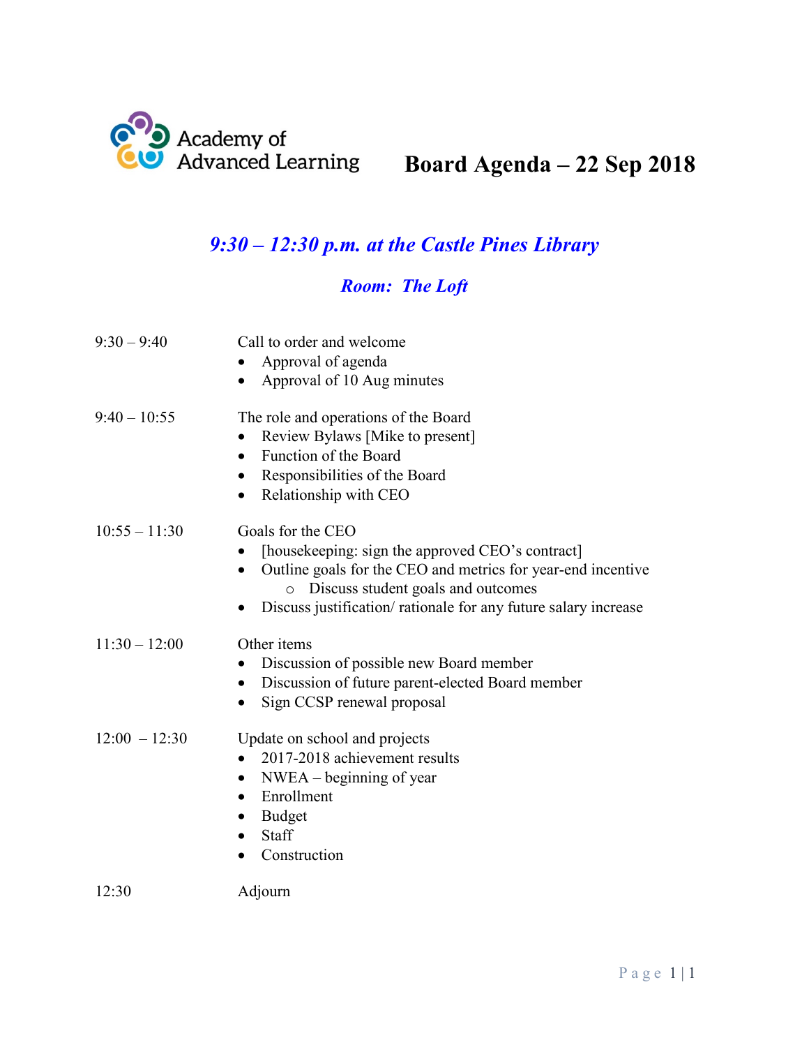Academy of Advanced Learning

# Board Agenda – 22 Sep 2018

## *9:30 – 12:30 p.m. at the Castle Pines Library*

### *Room: The Loft*

| | |
|---|---|
| 9:30 – 9:40 | Call to order and welcome<br>• Approval of agenda<br>• Approval of 10 Aug minutes |
| 9:40 – 10:55 | The role and operations of the Board<br>• Review Bylaws [Mike to present]<br>• Function of the Board<br>• Responsibilities of the Board<br>• Relationship with CEO |
| 10:55 – 11:30 | Goals for the CEO<br>• [housekeeping: sign the approved CEO's contract]<br>• Outline goals for the CEO and metrics for year-end incentive<br>  ○ Discuss student goals and outcomes<br>• Discuss justification/ rationale for any future salary increase |
| 11:30 – 12:00 | Other items<br>• Discussion of possible new Board member<br>• Discussion of future parent-elected Board member<br>• Sign CCSP renewal proposal |
| 12:00 – 12:30 | Update on school and projects<br>• 2017-2018 achievement results<br>• NWEA – beginning of year<br>• Enrollment<br>• Budget<br>• Staff<br>• Construction |
| 12:30 | Adjourn |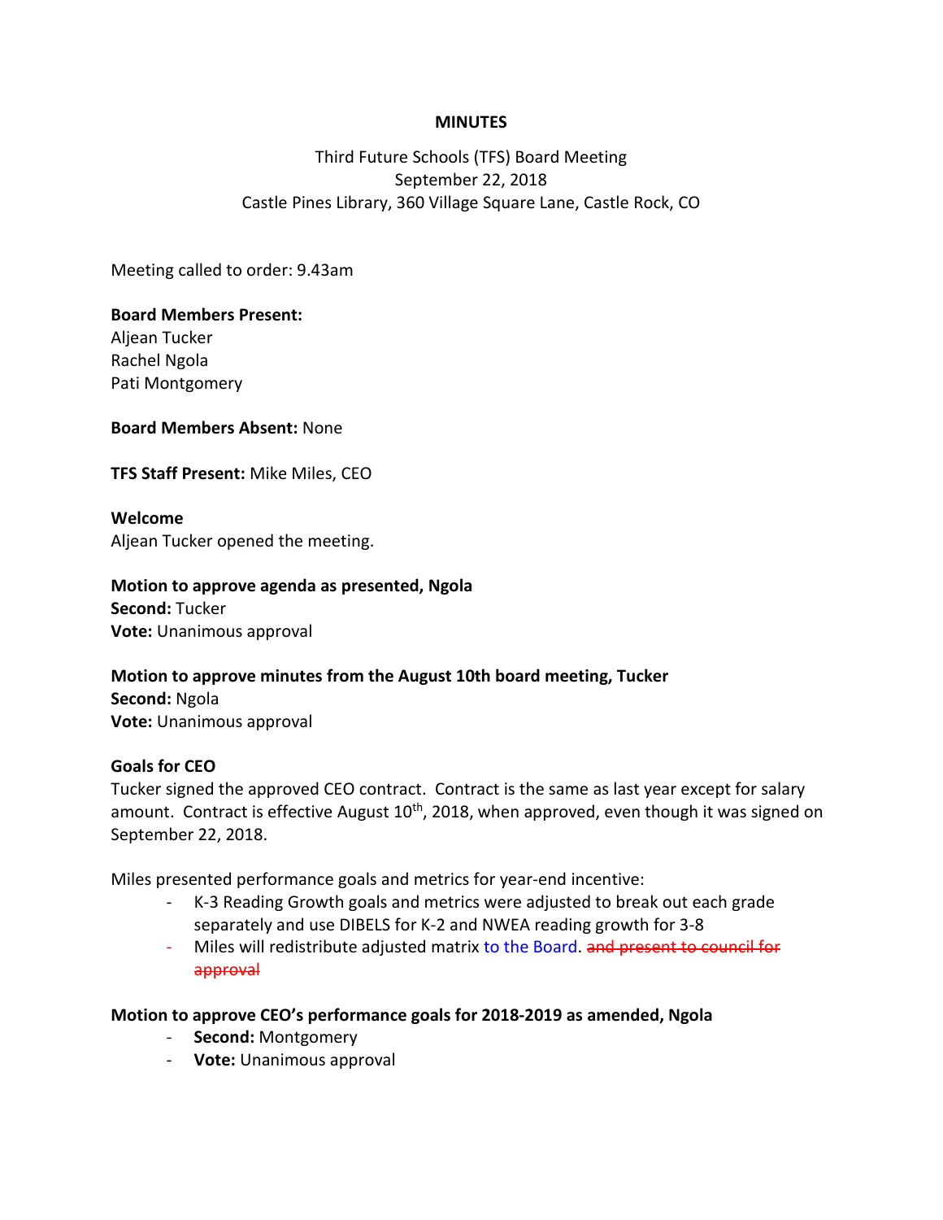**MINUTES**

Third Future Schools (TFS) Board Meeting
September 22, 2018
Castle Pines Library, 360 Village Square Lane, Castle Rock, CO

Meeting called to order: 9.43am

**Board Members Present:**
Aljean Tucker
Rachel Ngola
Pati Montgomery

**Board Members Absent:** None

**TFS Staff Present:** Mike Miles, CEO

**Welcome**
Aljean Tucker opened the meeting.

**Motion to approve agenda as presented, Ngola**
**Second:** Tucker
**Vote:** Unanimous approval

**Motion to approve minutes from the August 10th board meeting, Tucker**
**Second:** Ngola
**Vote:** Unanimous approval

**Goals for CEO**
Tucker signed the approved CEO contract. Contract is the same as last year except for salary amount. Contract is effective August 10th, 2018, when approved, even though it was signed on September 22, 2018.

Miles presented performance goals and metrics for year-end incentive:

- K-3 Reading Growth goals and metrics were adjusted to break out each grade separately and use DIBELS for K-2 and NWEA reading growth for 3-8
- Miles will redistribute adjusted matrix to the Board. ~~and present to council for approval~~

**Motion to approve CEO's performance goals for 2018-2019 as amended, Ngola**

- **Second:** Montgomery
- **Vote:** Unanimous approval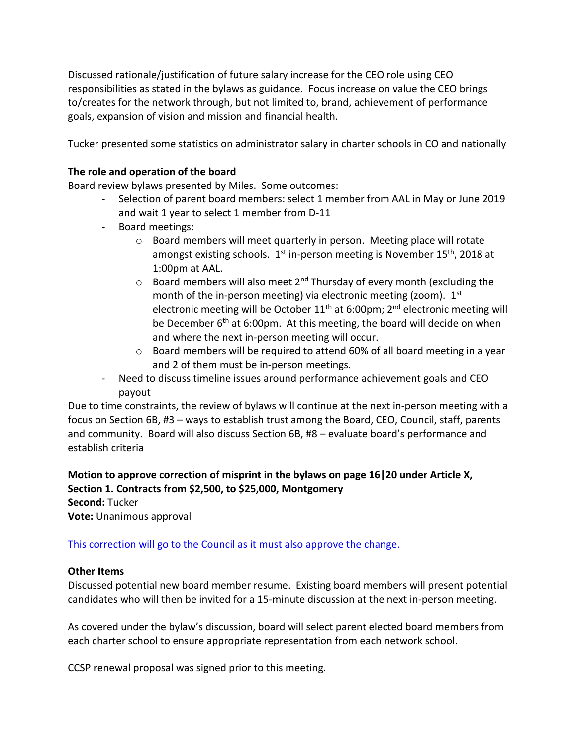Discussed rationale/justification of future salary increase for the CEO role using CEO responsibilities as stated in the bylaws as guidance. Focus increase on value the CEO brings to/creates for the network through, but not limited to, brand, achievement of performance goals, expansion of vision and mission and financial health.

Tucker presented some statistics on administrator salary in charter schools in CO and nationally

**The role and operation of the board**

Board review bylaws presented by Miles. Some outcomes:

- Selection of parent board members: select 1 member from AAL in May or June 2019 and wait 1 year to select 1 member from D-11
- Board meetings:
  - Board members will meet quarterly in person. Meeting place will rotate amongst existing schools. 1st in-person meeting is November 15th, 2018 at 1:00pm at AAL.
  - Board members will also meet 2nd Thursday of every month (excluding the month of the in-person meeting) via electronic meeting (zoom). 1st electronic meeting will be October 11th at 6:00pm; 2nd electronic meeting will be December 6th at 6:00pm. At this meeting, the board will decide on when and where the next in-person meeting will occur.
  - Board members will be required to attend 60% of all board meeting in a year and 2 of them must be in-person meetings.
- Need to discuss timeline issues around performance achievement goals and CEO payout

Due to time constraints, the review of bylaws will continue at the next in-person meeting with a focus on Section 6B, #3 – ways to establish trust among the Board, CEO, Council, staff, parents and community. Board will also discuss Section 6B, #8 – evaluate board's performance and establish criteria

**Motion to approve correction of misprint in the bylaws on page 16|20 under Article X, Section 1. Contracts from $2,500, to $25,000, Montgomery**
**Second:** Tucker
**Vote:** Unanimous approval

This correction will go to the Council as it must also approve the change.

**Other Items**

Discussed potential new board member resume. Existing board members will present potential candidates who will then be invited for a 15-minute discussion at the next in-person meeting.

As covered under the bylaw's discussion, board will select parent elected board members from each charter school to ensure appropriate representation from each network school.

CCSP renewal proposal was signed prior to this meeting.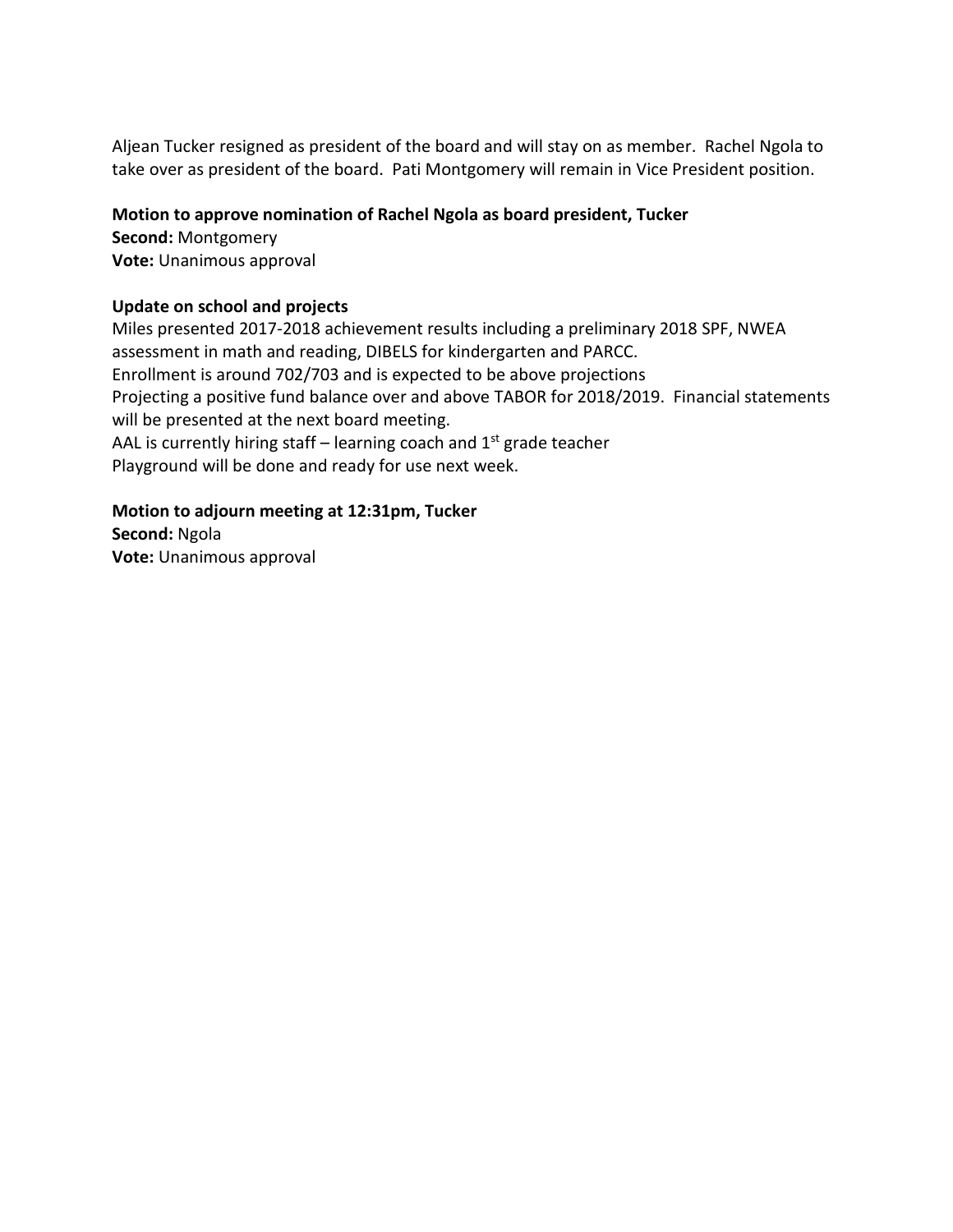Aljean Tucker resigned as president of the board and will stay on as member. Rachel Ngola to take over as president of the board. Pati Montgomery will remain in Vice President position.

**Motion to approve nomination of Rachel Ngola as board president, Tucker**
**Second:** Montgomery
**Vote:** Unanimous approval

**Update on school and projects**
Miles presented 2017-2018 achievement results including a preliminary 2018 SPF, NWEA assessment in math and reading, DIBELS for kindergarten and PARCC.
Enrollment is around 702/703 and is expected to be above projections
Projecting a positive fund balance over and above TABOR for 2018/2019. Financial statements will be presented at the next board meeting.
AAL is currently hiring staff – learning coach and 1st grade teacher
Playground will be done and ready for use next week.

**Motion to adjourn meeting at 12:31pm, Tucker**
**Second:** Ngola
**Vote:** Unanimous approval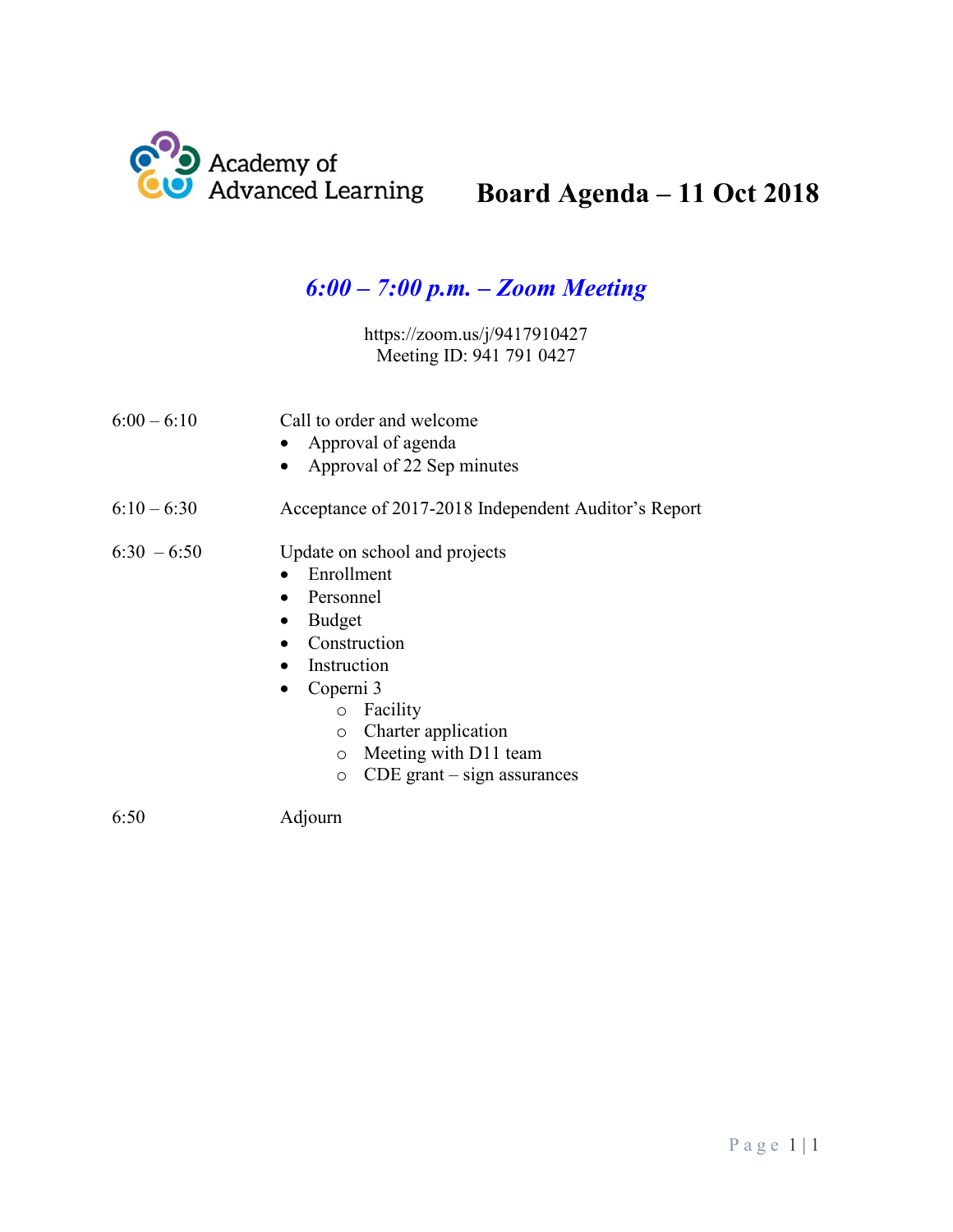Academy of Advanced Learning

# Board Agenda – 11 Oct 2018

## *6:00 – 7:00 p.m. – Zoom Meeting*

https://zoom.us/j/9417910427
Meeting ID: 941 791 0427

6:00 – 6:10 — Call to order and welcome
- Approval of agenda
- Approval of 22 Sep minutes

6:10 – 6:30 — Acceptance of 2017-2018 Independent Auditor's Report

6:30 – 6:50 — Update on school and projects
- Enrollment
- Personnel
- Budget
- Construction
- Instruction
- Coperni 3
  - Facility
  - Charter application
  - Meeting with D11 team
  - CDE grant – sign assurances

6:50 — Adjourn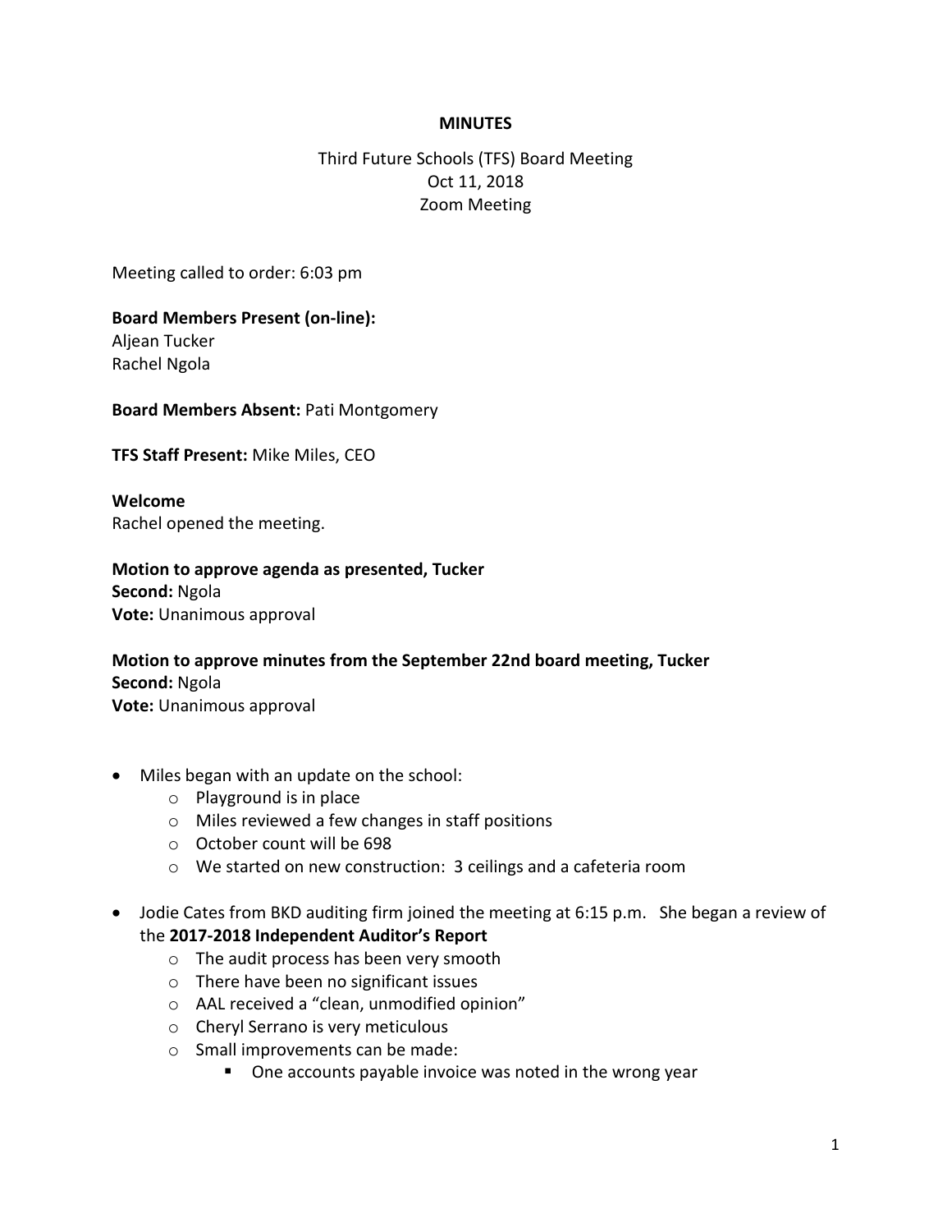**MINUTES**

Third Future Schools (TFS) Board Meeting
Oct 11, 2018
Zoom Meeting

Meeting called to order: 6:03 pm

**Board Members Present (on-line):**
Aljean Tucker
Rachel Ngola

**Board Members Absent:** Pati Montgomery

**TFS Staff Present:** Mike Miles, CEO

**Welcome**
Rachel opened the meeting.

**Motion to approve agenda as presented, Tucker**
**Second:** Ngola
**Vote:** Unanimous approval

**Motion to approve minutes from the September 22nd board meeting, Tucker**
**Second:** Ngola
**Vote:** Unanimous approval

- Miles began with an update on the school:
  - Playground is in place
  - Miles reviewed a few changes in staff positions
  - October count will be 698
  - We started on new construction: 3 ceilings and a cafeteria room
- Jodie Cates from BKD auditing firm joined the meeting at 6:15 p.m. She began a review of the **2017-2018 Independent Auditor's Report**
  - The audit process has been very smooth
  - There have been no significant issues
  - AAL received a "clean, unmodified opinion"
  - Cheryl Serrano is very meticulous
  - Small improvements can be made:
    - One accounts payable invoice was noted in the wrong year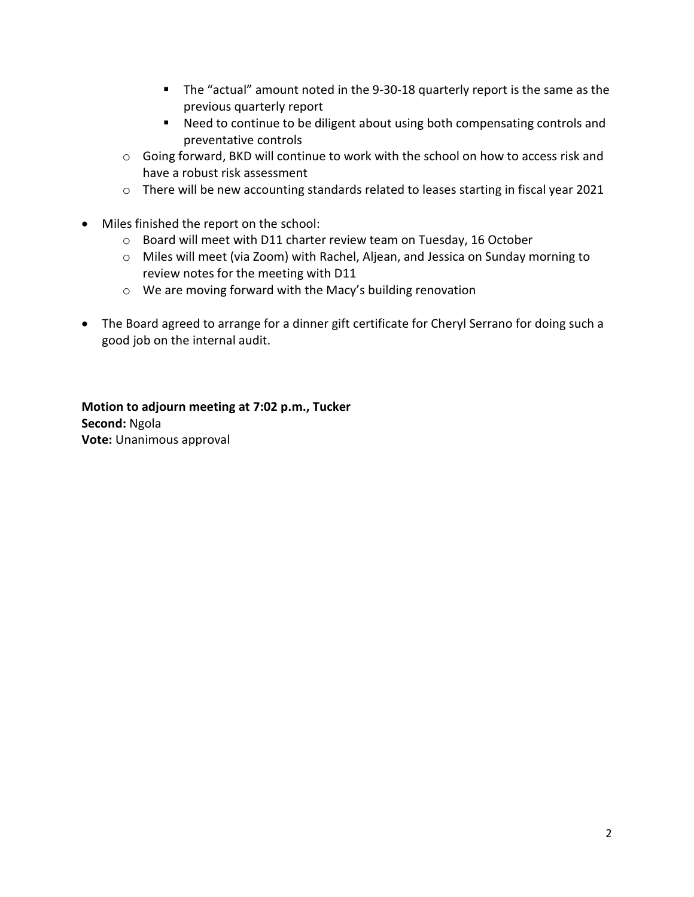- The "actual" amount noted in the 9-30-18 quarterly report is the same as the previous quarterly report
        - Need to continue to be diligent about using both compensating controls and preventative controls
    - Going forward, BKD will continue to work with the school on how to access risk and have a robust risk assessment
    - There will be new accounting standards related to leases starting in fiscal year 2021

- Miles finished the report on the school:
    - Board will meet with D11 charter review team on Tuesday, 16 October
    - Miles will meet (via Zoom) with Rachel, Aljean, and Jessica on Sunday morning to review notes for the meeting with D11
    - We are moving forward with the Macy's building renovation

- The Board agreed to arrange for a dinner gift certificate for Cheryl Serrano for doing such a good job on the internal audit.

**Motion to adjourn meeting at 7:02 p.m., Tucker**
**Second:** Ngola
**Vote:** Unanimous approval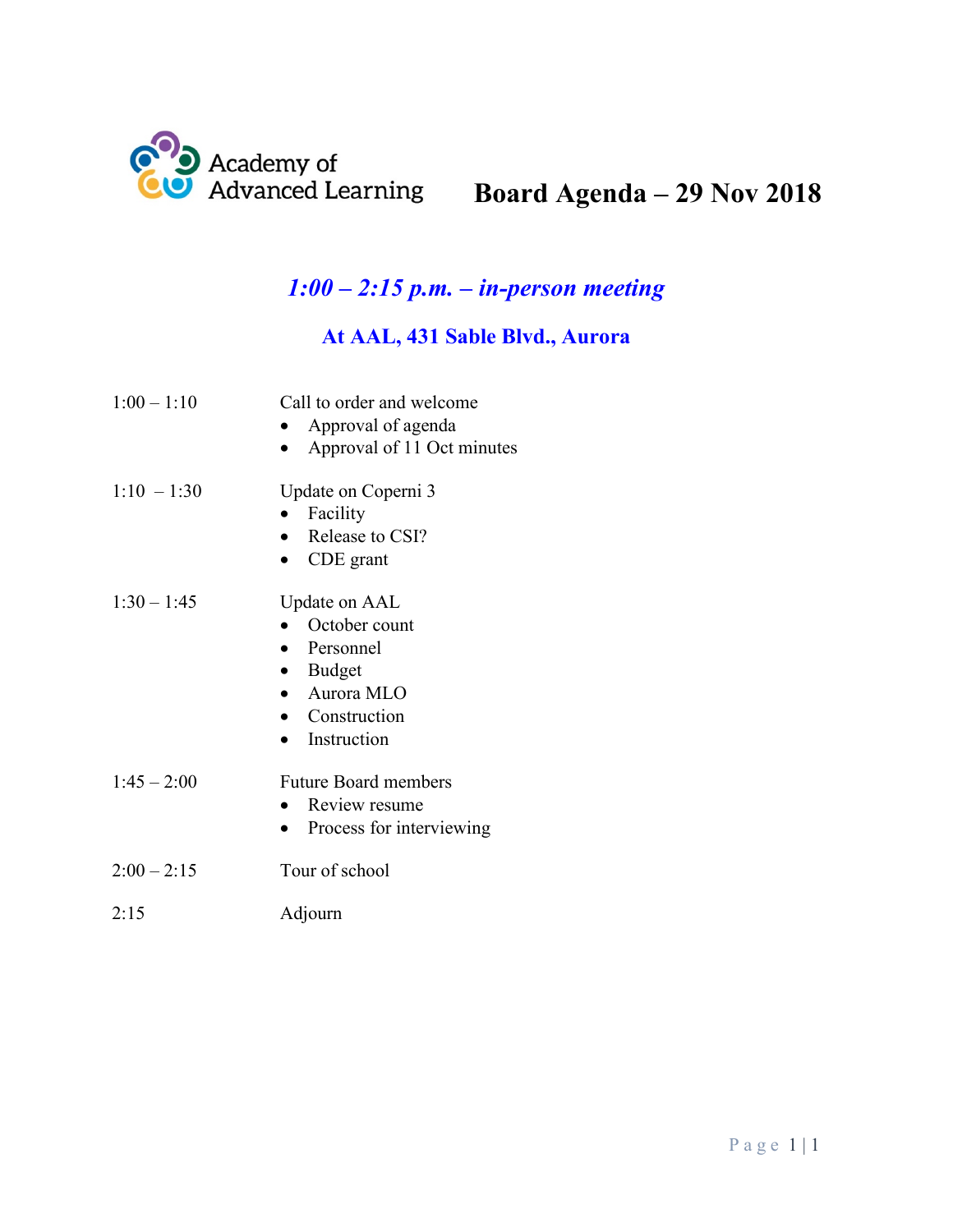Academy of Advanced Learning

# Board Agenda – 29 Nov 2018

## *1:00 – 2:15 p.m. – in-person meeting*

### At AAL, 431 Sable Blvd., Aurora

| | |
|---|---|
| 1:00 – 1:10 | Call to order and welcome<br>• Approval of agenda<br>• Approval of 11 Oct minutes |
| 1:10 – 1:30 | Update on Coperni 3<br>• Facility<br>• Release to CSI?<br>• CDE grant |
| 1:30 – 1:45 | Update on AAL<br>• October count<br>• Personnel<br>• Budget<br>• Aurora MLO<br>• Construction<br>• Instruction |
| 1:45 – 2:00 | Future Board members<br>• Review resume<br>• Process for interviewing |
| 2:00 – 2:15 | Tour of school |
| 2:15 | Adjourn |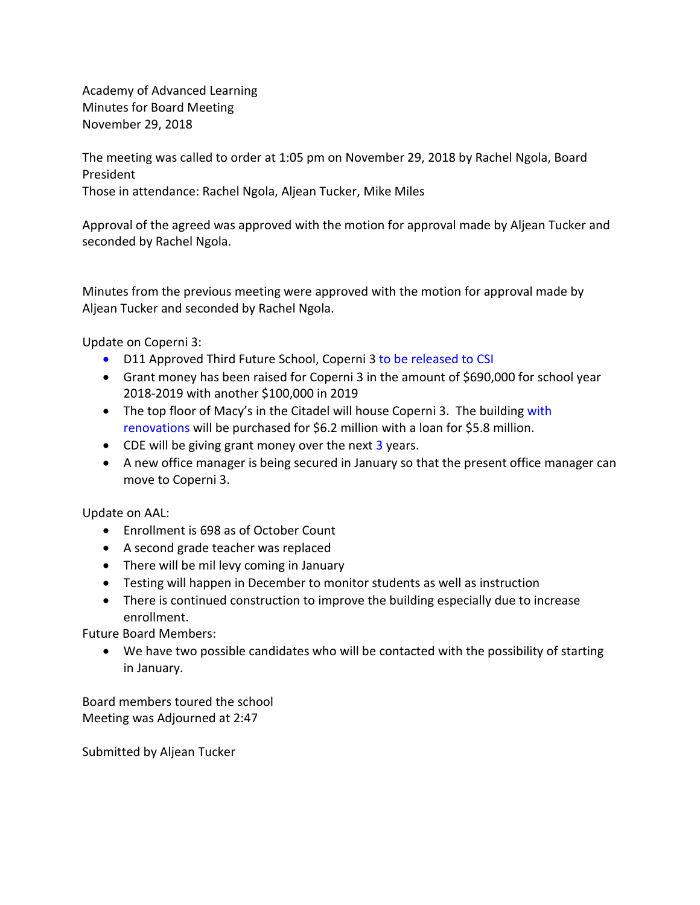Academy of Advanced Learning
Minutes for Board Meeting
November 29, 2018

The meeting was called to order at 1:05 pm on November 29, 2018 by Rachel Ngola, Board President
Those in attendance: Rachel Ngola, Aljean Tucker, Mike Miles

Approval of the agreed was approved with the motion for approval made by Aljean Tucker and seconded by Rachel Ngola.

Minutes from the previous meeting were approved with the motion for approval made by Aljean Tucker and seconded by Rachel Ngola.

Update on Coperni 3:

- D11 Approved Third Future School, Coperni 3 to be released to CSI
- Grant money has been raised for Coperni 3 in the amount of $690,000 for school year 2018-2019 with another $100,000 in 2019
- The top floor of Macy's in the Citadel will house Coperni 3. The building with renovations will be purchased for $6.2 million with a loan for $5.8 million.
- CDE will be giving grant money over the next 3 years.
- A new office manager is being secured in January so that the present office manager can move to Coperni 3.

Update on AAL:

- Enrollment is 698 as of October Count
- A second grade teacher was replaced
- There will be mil levy coming in January
- Testing will happen in December to monitor students as well as instruction
- There is continued construction to improve the building especially due to increase enrollment.

Future Board Members:

- We have two possible candidates who will be contacted with the possibility of starting in January.

Board members toured the school
Meeting was Adjourned at 2:47

Submitted by Aljean Tucker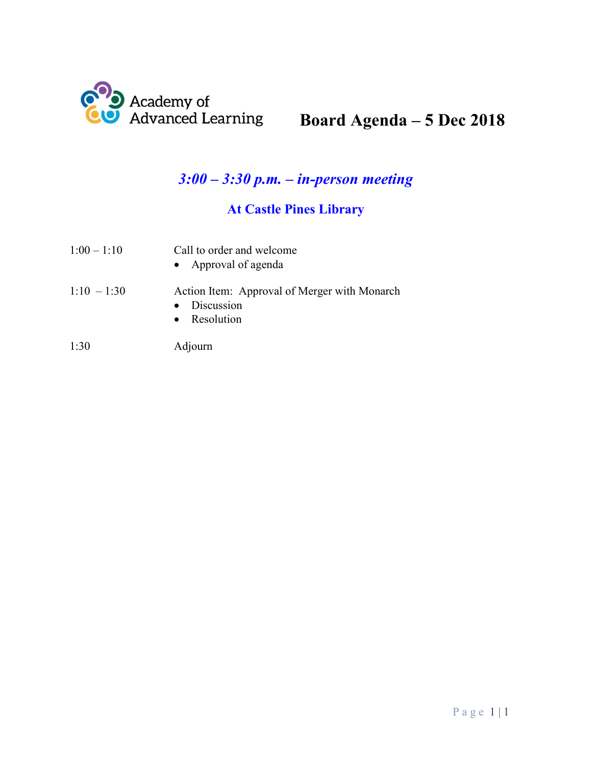Academy of Advanced Learning

# Board Agenda – 5 Dec 2018

## *3:00 – 3:30 p.m. – in-person meeting*

### At Castle Pines Library

| | |
|---|---|
| 1:00 – 1:10 | Call to order and welcome<br>• Approval of agenda |
| 1:10 – 1:30 | Action Item: Approval of Merger with Monarch<br>• Discussion<br>• Resolution |
| 1:30 | Adjourn |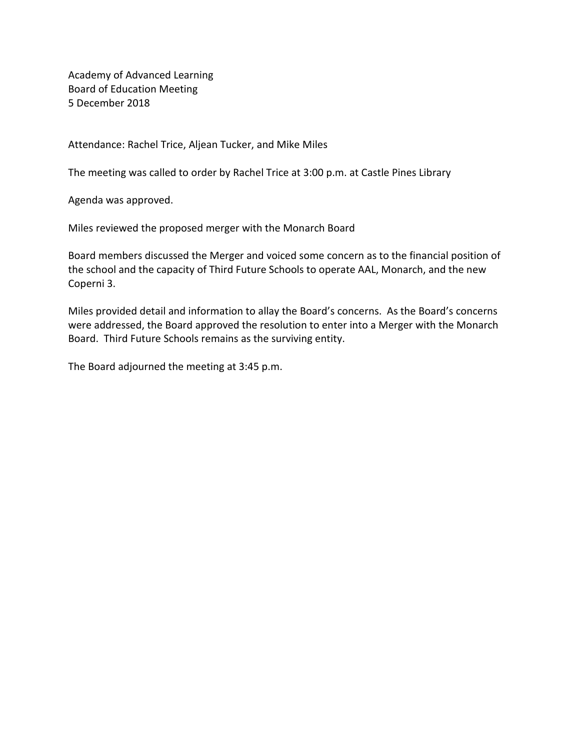Academy of Advanced Learning
Board of Education Meeting
5 December 2018

Attendance: Rachel Trice, Aljean Tucker, and Mike Miles

The meeting was called to order by Rachel Trice at 3:00 p.m. at Castle Pines Library

Agenda was approved.

Miles reviewed the proposed merger with the Monarch Board

Board members discussed the Merger and voiced some concern as to the financial position of the school and the capacity of Third Future Schools to operate AAL, Monarch, and the new Coperni 3.

Miles provided detail and information to allay the Board's concerns. As the Board's concerns were addressed, the Board approved the resolution to enter into a Merger with the Monarch Board. Third Future Schools remains as the surviving entity.

The Board adjourned the meeting at 3:45 p.m.